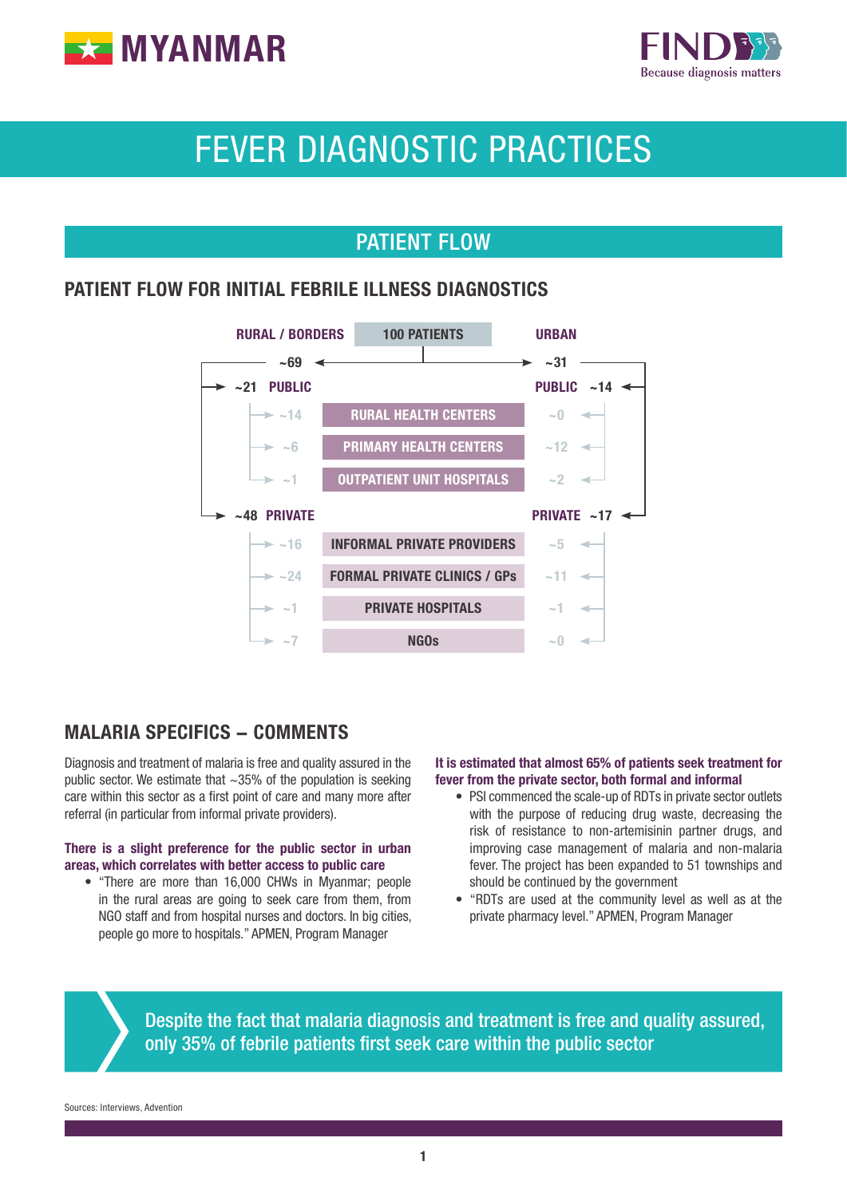# MYANMAR

# FEVER DIAGNOSTIC PRACTICES

## PATIENT FLOW

### PATIENT FLOW FOR INITIAL FEBRILE ILLNESS DIAGNOSTICS

| RURAL / BORDERS | 100 PATIENTS | URBAN |
|---|---|---|
| ~69 | | ~31 |
| ~21 PUBLIC | | PUBLIC ~14 |
| ~14 | RURAL HEALTH CENTERS | ~0 |
| ~6 | PRIMARY HEALTH CENTERS | ~12 |
| ~1 | OUTPATIENT UNIT HOSPITALS | ~2 |
| ~48 PRIVATE | | PRIVATE ~17 |
| ~16 | INFORMAL PRIVATE PROVIDERS | ~5 |
| ~24 | FORMAL PRIVATE CLINICS / GPs | ~11 |
| ~1 | PRIVATE HOSPITALS | ~1 |
| ~7 | NGOs | ~0 |

### MALARIA SPECIFICS – COMMENTS

Diagnosis and treatment of malaria is free and quality assured in the public sector. We estimate that ~35% of the population is seeking care within this sector as a first point of care and many more after referral (in particular from informal private providers).

**There is a slight preference for the public sector in urban areas, which correlates with better access to public care**

- "There are more than 16,000 CHWs in Myanmar; people in the rural areas are going to seek care from them, from NGO staff and from hospital nurses and doctors. In big cities, people go more to hospitals." APMEN, Program Manager

**It is estimated that almost 65% of patients seek treatment for fever from the private sector, both formal and informal**

- PSI commenced the scale-up of RDTs in private sector outlets with the purpose of reducing drug waste, decreasing the risk of resistance to non-artemisinin partner drugs, and improving case management of malaria and non-malaria fever. The project has been expanded to 51 townships and should be continued by the government
- "RDTs are used at the community level as well as at the private pharmacy level." APMEN, Program Manager

> Despite the fact that malaria diagnosis and treatment is free and quality assured, only 35% of febrile patients first seek care within the public sector

Sources: Interviews, Advention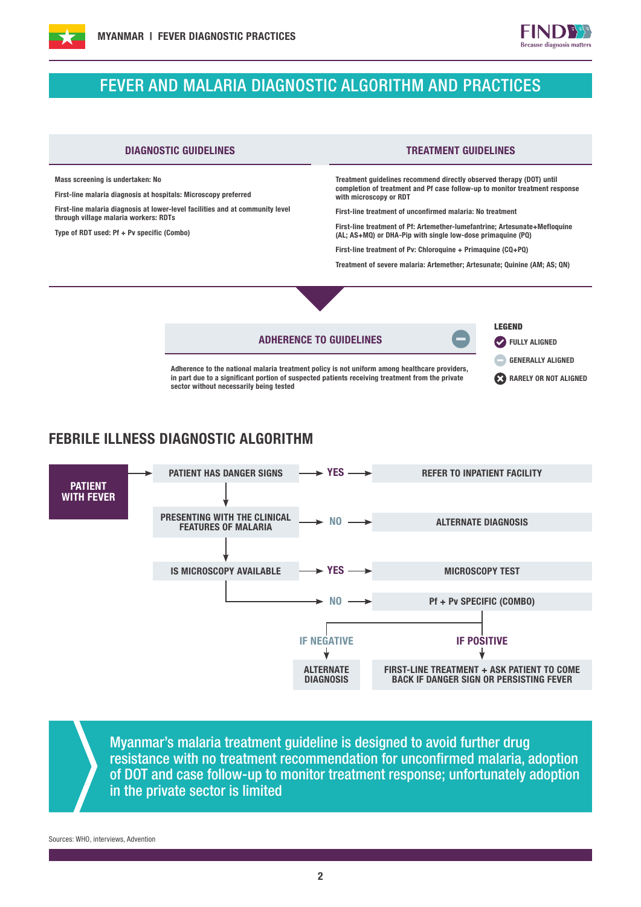## FEVER AND MALARIA DIAGNOSTIC ALGORITHM AND PRACTICES

### DIAGNOSTIC GUIDELINES

**Mass screening is undertaken: No**

**First-line malaria diagnosis at hospitals: Microscopy preferred**

**First-line malaria diagnosis at lower-level facilities and at community level through village malaria workers: RDTs**

**Type of RDT used: Pf + Pv specific (Combo)**

### TREATMENT GUIDELINES

**Treatment guidelines recommend directly observed therapy (DOT) until completion of treatment and Pf case follow-up to monitor treatment response with microscopy or RDT**

**First-line treatment of unconfirmed malaria: No treatment**

**First-line treatment of Pf: Artemether-lumefantrine; Artesunate+Mefloquine (AL; AS+MQ) or DHA-Pip with single low-dose primaquine (PQ)**

**First-line treatment of Pv: Chloroquine + Primaquine (CQ+PQ)**

**Treatment of severe malaria: Artemether; Artesunate; Quinine (AM; AS; QN)**

### ADHERENCE TO GUIDELINES

**Adherence to the national malaria treatment policy is not uniform among healthcare providers, in part due to a significant portion of suspected patients receiving treatment from the private sector without necessarily being tested**

**LEGEND**
- FULLY ALIGNED
- GENERALLY ALIGNED
- RARELY OR NOT ALIGNED

## FEBRILE ILLNESS DIAGNOSTIC ALGORITHM

- **PATIENT WITH FEVER** → **PATIENT HAS DANGER SIGNS** → **YES** → **REFER TO INPATIENT FACILITY**
- ↓ **PRESENTING WITH THE CLINICAL FEATURES OF MALARIA** → **NO** → **ALTERNATE DIAGNOSIS**
- ↓ **IS MICROSCOPY AVAILABLE** → **YES** → **MICROSCOPY TEST**
- → **NO** → **Pf + Pv SPECIFIC (COMBO)**
  - **IF NEGATIVE** → **ALTERNATE DIAGNOSIS**
  - **IF POSITIVE** → **FIRST-LINE TREATMENT + ASK PATIENT TO COME BACK IF DANGER SIGN OR PERSISTING FEVER**

> Myanmar's malaria treatment guideline is designed to avoid further drug resistance with no treatment recommendation for unconfirmed malaria, adoption of DOT and case follow-up to monitor treatment response; unfortunately adoption in the private sector is limited

Sources: WHO, interviews, Advention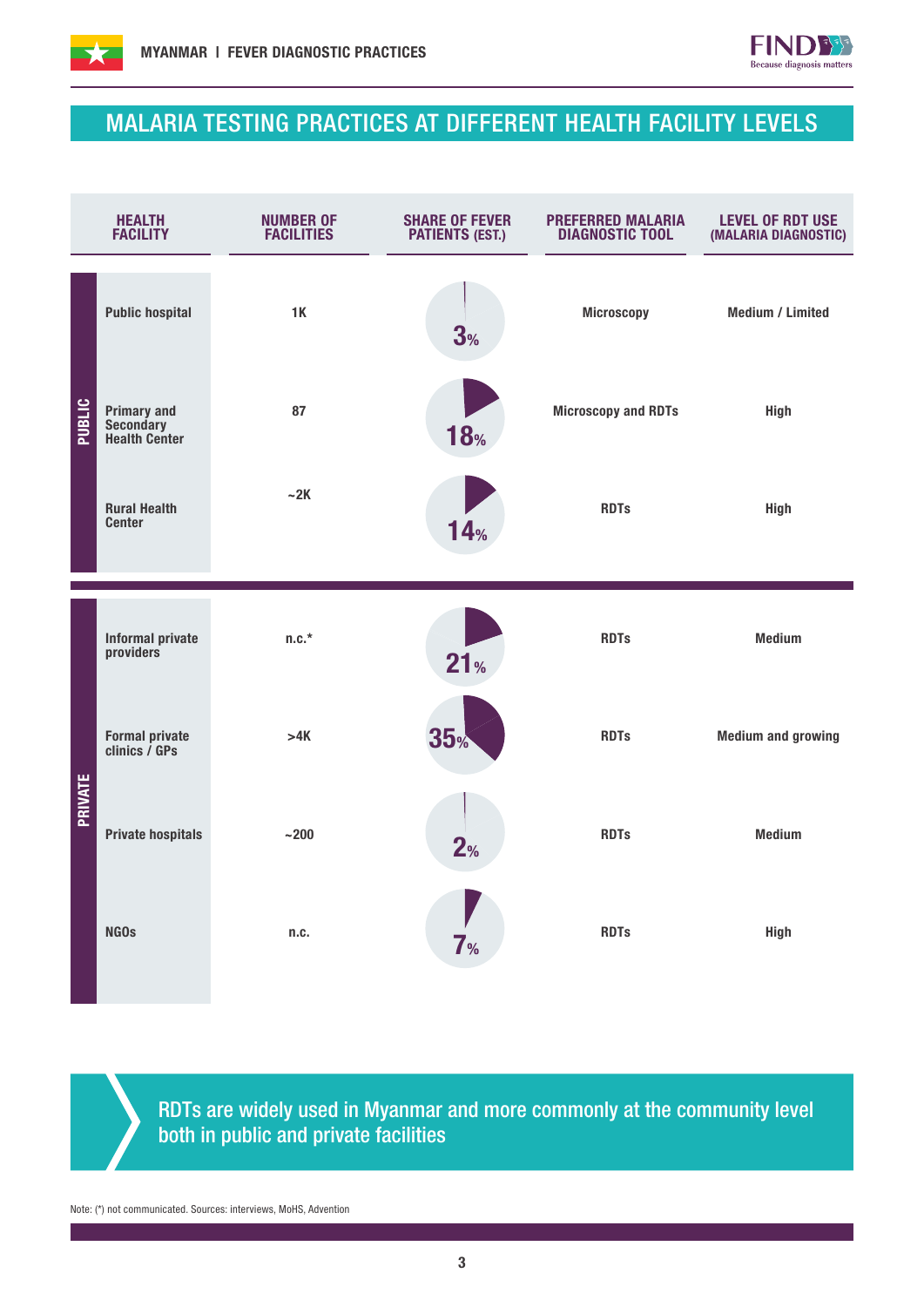# MALARIA TESTING PRACTICES AT DIFFERENT HEALTH FACILITY LEVELS

| | HEALTH FACILITY | NUMBER OF FACILITIES | SHARE OF FEVER PATIENTS (EST.) | PREFERRED MALARIA DIAGNOSTIC TOOL | LEVEL OF RDT USE (MALARIA DIAGNOSTIC) |
|---|---|---|---|---|---|
| PUBLIC | Public hospital | 1K | 3% | Microscopy | Medium / Limited |
| PUBLIC | Primary and Secondary Health Center | 87 | 18% | Microscopy and RDTs | High |
| PUBLIC | Rural Health Center | ~2K | 14% | RDTs | High |
| PRIVATE | Informal private providers | n.c.* | 21% | RDTs | Medium |
| PRIVATE | Formal private clinics / GPs | >4K | 35% | RDTs | Medium and growing |
| PRIVATE | Private hospitals | ~200 | 2% | RDTs | Medium |
| PRIVATE | NGOs | n.c. | 7% | RDTs | High |

RDTs are widely used in Myanmar and more commonly at the community level both in public and private facilities

Note: (*) not communicated. Sources: interviews, MoHS, Advention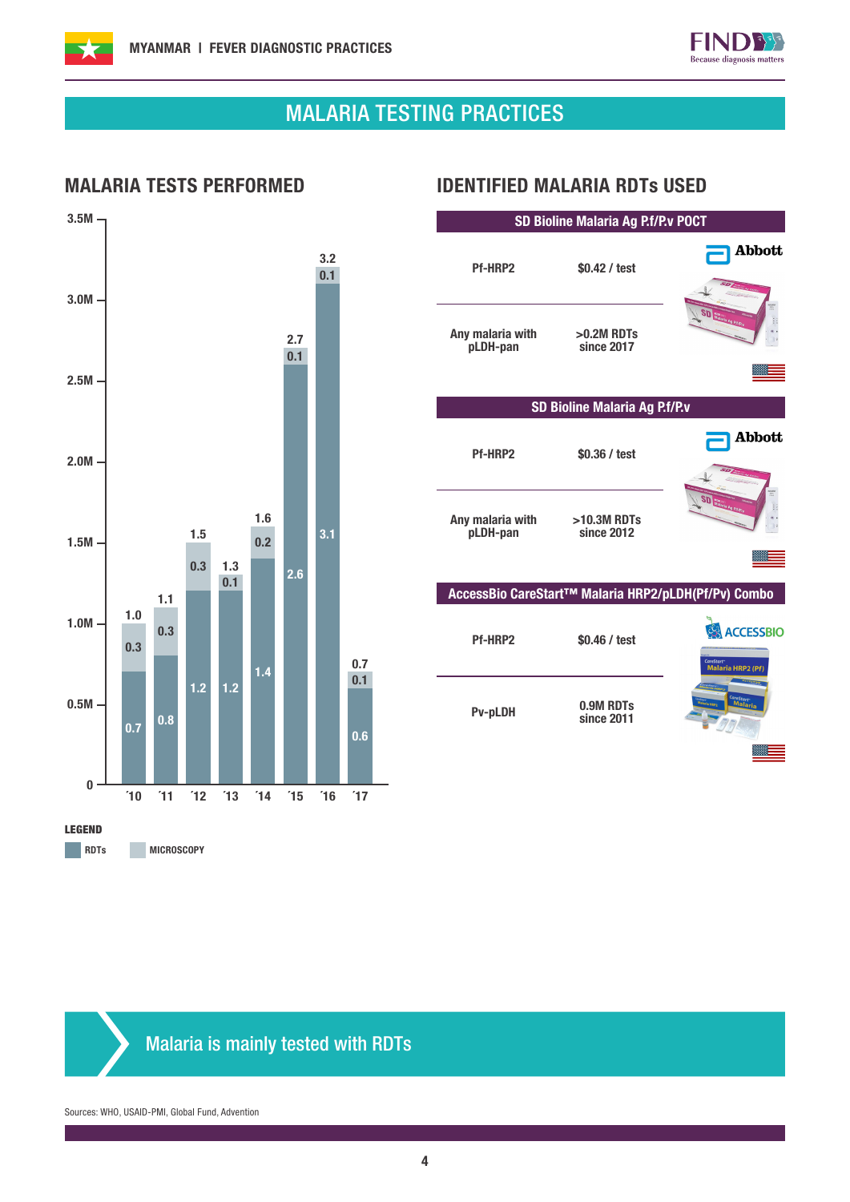## MALARIA TESTING PRACTICES

### MALARIA TESTS PERFORMED

| Year | RDTs | Microscopy | Total |
|---|---|---|---|
| ´10 | 0.7 | 0.3 | 1.0 |
| ´11 | 0.8 | 0.3 | 1.1 |
| ´12 | 1.2 | 0.3 | 1.5 |
| ´13 | 1.2 | 0.1 | 1.3 |
| ´14 | 1.4 | 0.2 | 1.6 |
| ´15 | 2.6 | 0.1 | 2.7 |
| ´16 | 3.1 | 0.1 | 3.2 |
| ´17 | 0.6 | 0.1 | 0.7 |

LEGEND: RDTs, MICROSCOPY

### IDENTIFIED MALARIA RDTs USED

**SD Bioline Malaria Ag P.f/P.v POCT** (Abbott)

| | |
|---|---|
| Pf-HRP2 | $0.42 / test |
| Any malaria with pLDH-pan | >0.2M RDTs since 2017 |

**SD Bioline Malaria Ag P.f/P.v** (Abbott)

| | |
|---|---|
| Pf-HRP2 | $0.36 / test |
| Any malaria with pLDH-pan | >10.3M RDTs since 2012 |

**AccessBio CareStart™ Malaria HRP2/pLDH(Pf/Pv) Combo** (ACCESSBIO)

| | |
|---|---|
| Pf-HRP2 | $0.46 / test |
| Pv-pLDH | 0.9M RDTs since 2011 |

**Malaria is mainly tested with RDTs**

Sources: WHO, USAID-PMI, Global Fund, Advention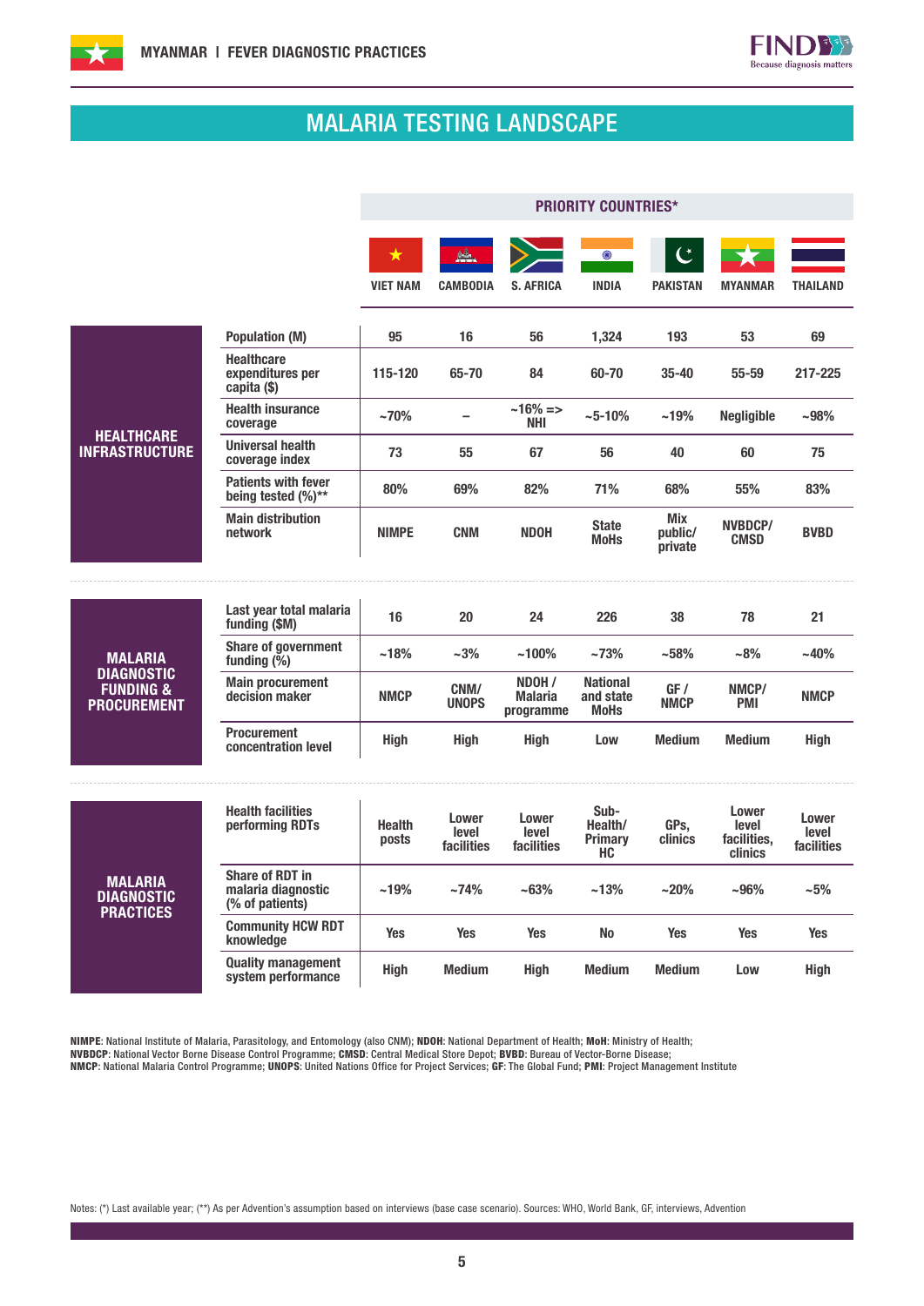# MALARIA TESTING LANDSCAPE

| | | PRIORITY COUNTRIES* | | | | | | |
|---|---|---|---|---|---|---|---|---|
| | | VIET NAM | CAMBODIA | S. AFRICA | INDIA | PAKISTAN | MYANMAR | THAILAND |
| **HEALTHCARE INFRASTRUCTURE** | Population (M) | 95 | 16 | 56 | 1,324 | 193 | 53 | 69 |
| | Healthcare expenditures per capita ($) | 115-120 | 65-70 | 84 | 60-70 | 35-40 | 55-59 | 217-225 |
| | Health insurance coverage | ~70% | – | ~16% => NHI | ~5-10% | ~19% | Negligible | ~98% |
| | Universal health coverage index | 73 | 55 | 67 | 56 | 40 | 60 | 75 |
| | Patients with fever being tested (%)** | 80% | 69% | 82% | 71% | 68% | 55% | 83% |
| | Main distribution network | NIMPE | CNM | NDOH | State MoHs | Mix public/ private | NVBDCP/ CMSD | BVBD |
| **MALARIA DIAGNOSTIC FUNDING & PROCUREMENT** | Last year total malaria funding ($M) | 16 | 20 | 24 | 226 | 38 | 78 | 21 |
| | Share of government funding (%) | ~18% | ~3% | ~100% | ~73% | ~58% | ~8% | ~40% |
| | Main procurement decision maker | NMCP | CNM/ UNOPS | NDOH / Malaria programme | National and state MoHs | GF / NMCP | NMCP/ PMI | NMCP |
| | Procurement concentration level | High | High | High | Low | Medium | Medium | High |
| **MALARIA DIAGNOSTIC PRACTICES** | Health facilities performing RDTs | Health posts | Lower level facilities | Lower level facilities | Sub-Health/ Primary HC | GPs, clinics | Lower level facilities, clinics | Lower level facilities |
| | Share of RDT in malaria diagnostic (% of patients) | ~19% | ~74% | ~63% | ~13% | ~20% | ~96% | ~5% |
| | Community HCW RDT knowledge | Yes | Yes | Yes | No | Yes | Yes | Yes |
| | Quality management system performance | High | Medium | High | Medium | Medium | Low | High |

**NIMPE**: National Institute of Malaria, Parasitology, and Entomology (also CNM); **NDOH**: National Department of Health; **MoH**: Ministry of Health; **NVBDCP**: National Vector Borne Disease Control Programme; **CMSD**: Central Medical Store Depot; **BVBD**: Bureau of Vector-Borne Disease; **NMCP**: National Malaria Control Programme; **UNOPS**: United Nations Office for Project Services; **GF**: The Global Fund; **PMI**: Project Management Institute

Notes: (*) Last available year; (**) As per Advention's assumption based on interviews (base case scenario). Sources: WHO, World Bank, GF, interviews, Advention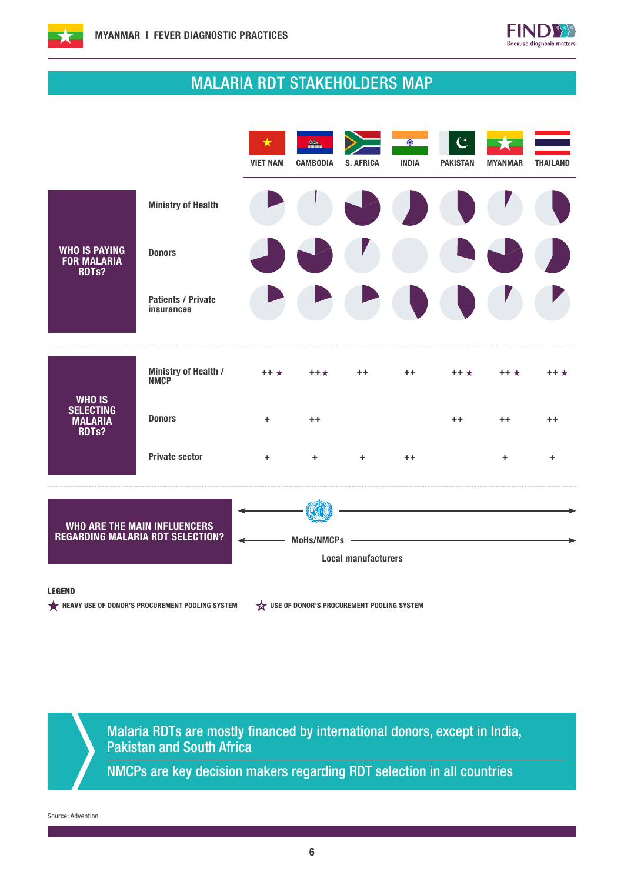# MALARIA RDT STAKEHOLDERS MAP

VIET NAM | CAMBODIA | S. AFRICA | INDIA | PAKISTAN | MYANMAR | THAILAND

## WHO IS PAYING FOR MALARIA RDTs?

Ministry of Health

Donors

Patients / Private insurances

## WHO IS SELECTING MALARIA RDTs?

| | VIET NAM | CAMBODIA | S. AFRICA | INDIA | PAKISTAN | MYANMAR | THAILAND |
|---|---|---|---|---|---|---|---|
| Ministry of Health / NMCP | ++ ★ | ++★ | ++ | ++ | ++ ★ | ++ ★ | ++ ★ |
| Donors | + | ++ | | | ++ | ++ | ++ |
| Private sector | + | + | + | ++ | | + | + |

## WHO ARE THE MAIN INFLUENCERS REGARDING MALARIA RDT SELECTION?

MoHs/NMCPs

Local manufacturers

**LEGEND**

★ HEAVY USE OF DONOR'S PROCUREMENT POOLING SYSTEM

☆ USE OF DONOR'S PROCUREMENT POOLING SYSTEM

Malaria RDTs are mostly financed by international donors, except in India, Pakistan and South Africa

NMCPs are key decision makers regarding RDT selection in all countries

Source: Advention